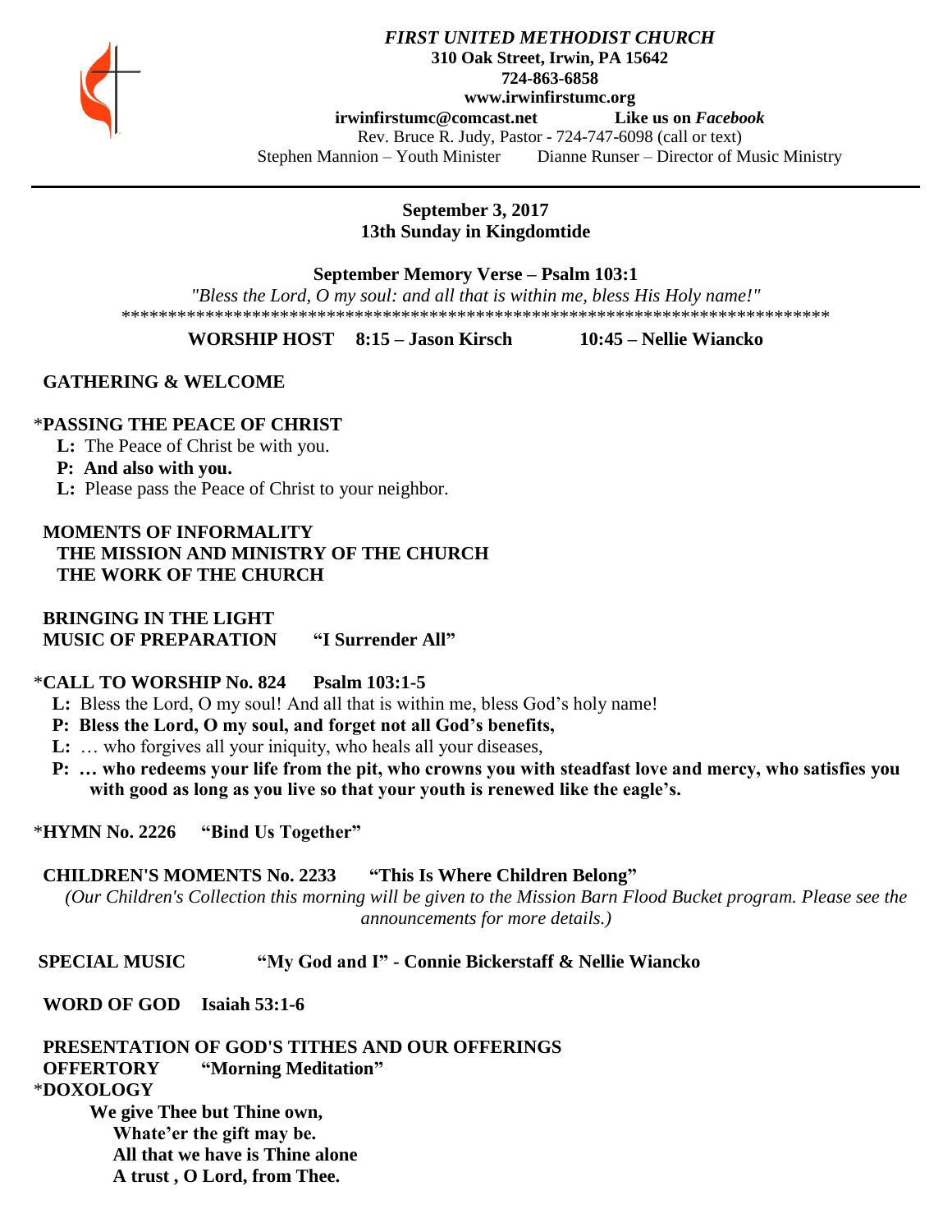*FIRST UNITED METHODIST CHURCH*
**310 Oak Street, Irwin, PA 15642**
**724-863-6858**
**www.irwinfirstumc.org**
**irwinfirstumc@comcast.net** **Like us on *Facebook***
Rev. Bruce R. Judy, Pastor - 724-747-6098 (call or text)
Stephen Mannion – Youth Minister Dianne Runser – Director of Music Ministry

---

**September 3, 2017**
**13th Sunday in Kingdomtide**

**September Memory Verse – Psalm 103:1**
*"Bless the Lord, O my soul: and all that is within me, bless His Holy name!"*
******************************************************************************

**WORSHIP HOST 8:15 – Jason Kirsch 10:45 – Nellie Wiancko**

**GATHERING & WELCOME**

*__PASSING THE PEACE OF CHRIST__

**L:** The Peace of Christ be with you.
**P: And also with you.**
**L:** Please pass the Peace of Christ to your neighbor.

**MOMENTS OF INFORMALITY**
**THE MISSION AND MINISTRY OF THE CHURCH**
**THE WORK OF THE CHURCH**

**BRINGING IN THE LIGHT**
**MUSIC OF PREPARATION "I Surrender All"**

*__CALL TO WORSHIP No. 824 Psalm 103:1-5__

**L:** Bless the Lord, O my soul! And all that is within me, bless God's holy name!
**P: Bless the Lord, O my soul, and forget not all God's benefits,**
**L:** … who forgives all your iniquity, who heals all your diseases,
**P: … who redeems your life from the pit, who crowns you with steadfast love and mercy, who satisfies you with good as long as you live so that your youth is renewed like the eagle's.**

*__HYMN No. 2226 "Bind Us Together"__

**CHILDREN'S MOMENTS No. 2233 "This Is Where Children Belong"**
*(Our Children's Collection this morning will be given to the Mission Barn Flood Bucket program. Please see the announcements for more details.)*

**SPECIAL MUSIC "My God and I" - Connie Bickerstaff & Nellie Wiancko**

**WORD OF GOD Isaiah 53:1-6**

**PRESENTATION OF GOD'S TITHES AND OUR OFFERINGS**
**OFFERTORY "Morning Meditation"**
*__DOXOLOGY__

**We give Thee but Thine own,**
**Whate'er the gift may be.**
**All that we have is Thine alone**
**A trust , O Lord, from Thee.**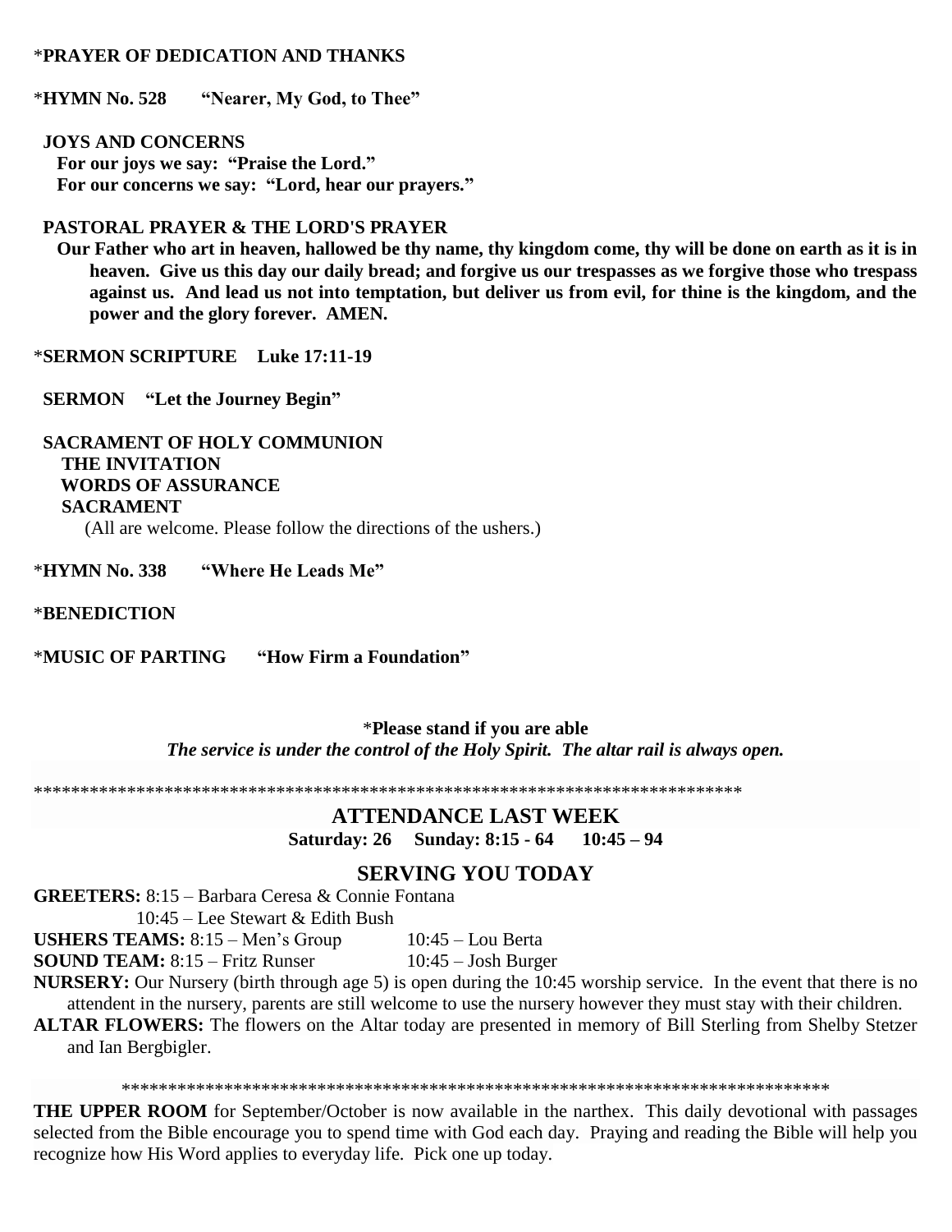\***PRAYER OF DEDICATION AND THANKS**

\***HYMN No. 528 "Nearer, My God, to Thee"**

**JOYS AND CONCERNS**
**For our joys we say: "Praise the Lord."**
**For our concerns we say: "Lord, hear our prayers."**

**PASTORAL PRAYER & THE LORD'S PRAYER**
**Our Father who art in heaven, hallowed be thy name, thy kingdom come, thy will be done on earth as it is in heaven. Give us this day our daily bread; and forgive us our trespasses as we forgive those who trespass against us. And lead us not into temptation, but deliver us from evil, for thine is the kingdom, and the power and the glory forever. AMEN.**

\***SERMON SCRIPTURE Luke 17:11-19**

**SERMON "Let the Journey Begin"**

**SACRAMENT OF HOLY COMMUNION**
**THE INVITATION**
**WORDS OF ASSURANCE**
**SACRAMENT**
(All are welcome. Please follow the directions of the ushers.)

\***HYMN No. 338 "Where He Leads Me"**

\***BENEDICTION**

\***MUSIC OF PARTING "How Firm a Foundation"**

\***Please stand if you are able**
***The service is under the control of the Holy Spirit. The altar rail is always open.***

\*\*\*\*\*\*\*\*\*\*\*\*\*\*\*\*\*\*\*\*\*\*\*\*\*\*\*\*\*\*\*\*\*\*\*\*\*\*\*\*\*\*\*\*\*\*\*\*\*\*\*\*\*\*\*\*\*\*\*\*\*\*\*\*\*\*\*\*\*\*\*\*\*\*\*\*\*\*\*\*

## ATTENDANCE LAST WEEK

**Saturday: 26 Sunday: 8:15 - 64 10:45 – 94**

## SERVING YOU TODAY

**GREETERS:** 8:15 – Barbara Ceresa & Connie Fontana
10:45 – Lee Stewart & Edith Bush

**USHERS TEAMS:** 8:15 – Men's Group 10:45 – Lou Berta

**SOUND TEAM:** 8:15 – Fritz Runser 10:45 – Josh Burger

**NURSERY:** Our Nursery (birth through age 5) is open during the 10:45 worship service. In the event that there is no attendent in the nursery, parents are still welcome to use the nursery however they must stay with their children.

**ALTAR FLOWERS:** The flowers on the Altar today are presented in memory of Bill Sterling from Shelby Stetzer and Ian Bergbigler.

\*\*\*\*\*\*\*\*\*\*\*\*\*\*\*\*\*\*\*\*\*\*\*\*\*\*\*\*\*\*\*\*\*\*\*\*\*\*\*\*\*\*\*\*\*\*\*\*\*\*\*\*\*\*\*\*\*\*\*\*\*\*\*\*\*\*\*\*\*\*\*\*\*\*\*\*\*\*\*\*

**THE UPPER ROOM** for September/October is now available in the narthex. This daily devotional with passages selected from the Bible encourage you to spend time with God each day. Praying and reading the Bible will help you recognize how His Word applies to everyday life. Pick one up today.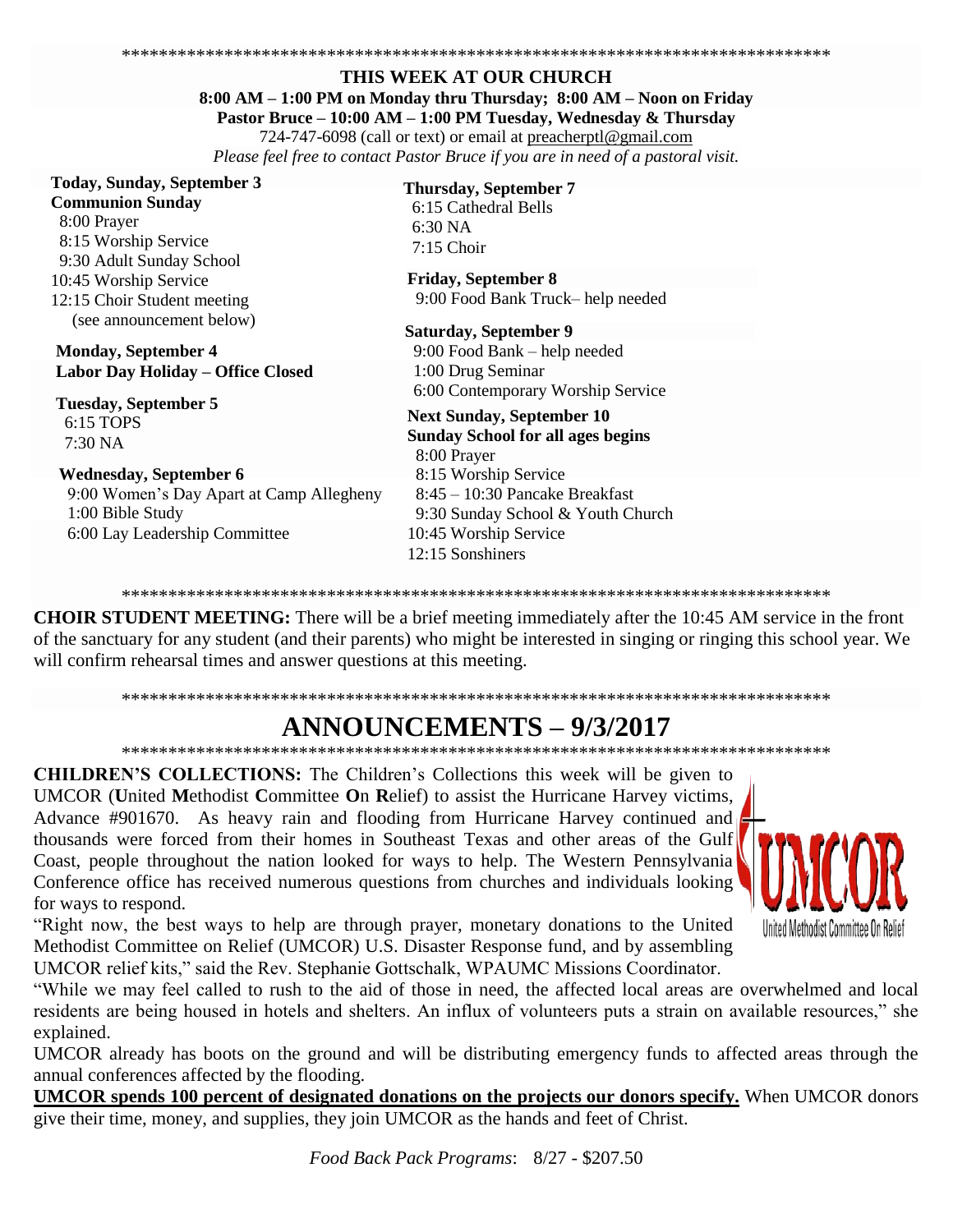********************************************************************************

## THIS WEEK AT OUR CHURCH

**8:00 AM – 1:00 PM on Monday thru Thursday; 8:00 AM – Noon on Friday**
**Pastor Bruce – 10:00 AM – 1:00 PM Tuesday, Wednesday & Thursday**
724-747-6098 (call or text) or email at preacherptl@gmail.com
*Please feel free to contact Pastor Bruce if you are in need of a pastoral visit.*

**Today, Sunday, September 3**
**Communion Sunday**
8:00 Prayer
8:15 Worship Service
9:30 Adult Sunday School
10:45 Worship Service
12:15 Choir Student meeting
(see announcement below)

**Monday, September 4**
**Labor Day Holiday – Office Closed**

**Tuesday, September 5**
6:15 TOPS
7:30 NA

**Wednesday, September 6**
9:00 Women's Day Apart at Camp Allegheny
1:00 Bible Study
6:00 Lay Leadership Committee

**Thursday, September 7**
6:15 Cathedral Bells
6:30 NA
7:15 Choir

**Friday, September 8**
9:00 Food Bank Truck– help needed

**Saturday, September 9**
9:00 Food Bank – help needed
1:00 Drug Seminar
6:00 Contemporary Worship Service

**Next Sunday, September 10**
**Sunday School for all ages begins**
8:00 Prayer
8:15 Worship Service
8:45 – 10:30 Pancake Breakfast
9:30 Sunday School & Youth Church
10:45 Worship Service
12:15 Sonshiners

********************************************************************************

**CHOIR STUDENT MEETING:** There will be a brief meeting immediately after the 10:45 AM service in the front of the sanctuary for any student (and their parents) who might be interested in singing or ringing this school year. We will confirm rehearsal times and answer questions at this meeting.

********************************************************************************

# ANNOUNCEMENTS – 9/3/2017

********************************************************************************

**CHILDREN'S COLLECTIONS:** The Children's Collections this week will be given to UMCOR (**U**nited **M**ethodist **C**ommittee **O**n **R**elief) to assist the Hurricane Harvey victims, Advance #901670. As heavy rain and flooding from Hurricane Harvey continued and thousands were forced from their homes in Southeast Texas and other areas of the Gulf Coast, people throughout the nation looked for ways to help. The Western Pennsylvania Conference office has received numerous questions from churches and individuals looking for ways to respond.

"Right now, the best ways to help are through prayer, monetary donations to the United Methodist Committee on Relief (UMCOR) U.S. Disaster Response fund, and by assembling UMCOR relief kits," said the Rev. Stephanie Gottschalk, WPAUMC Missions Coordinator.

"While we may feel called to rush to the aid of those in need, the affected local areas are overwhelmed and local residents are being housed in hotels and shelters. An influx of volunteers puts a strain on available resources," she explained.

UMCOR already has boots on the ground and will be distributing emergency funds to affected areas through the annual conferences affected by the flooding.

**UMCOR spends 100 percent of designated donations on the projects our donors specify.** When UMCOR donors give their time, money, and supplies, they join UMCOR as the hands and feet of Christ.

*Food Back Pack Programs*: 8/27 - $207.50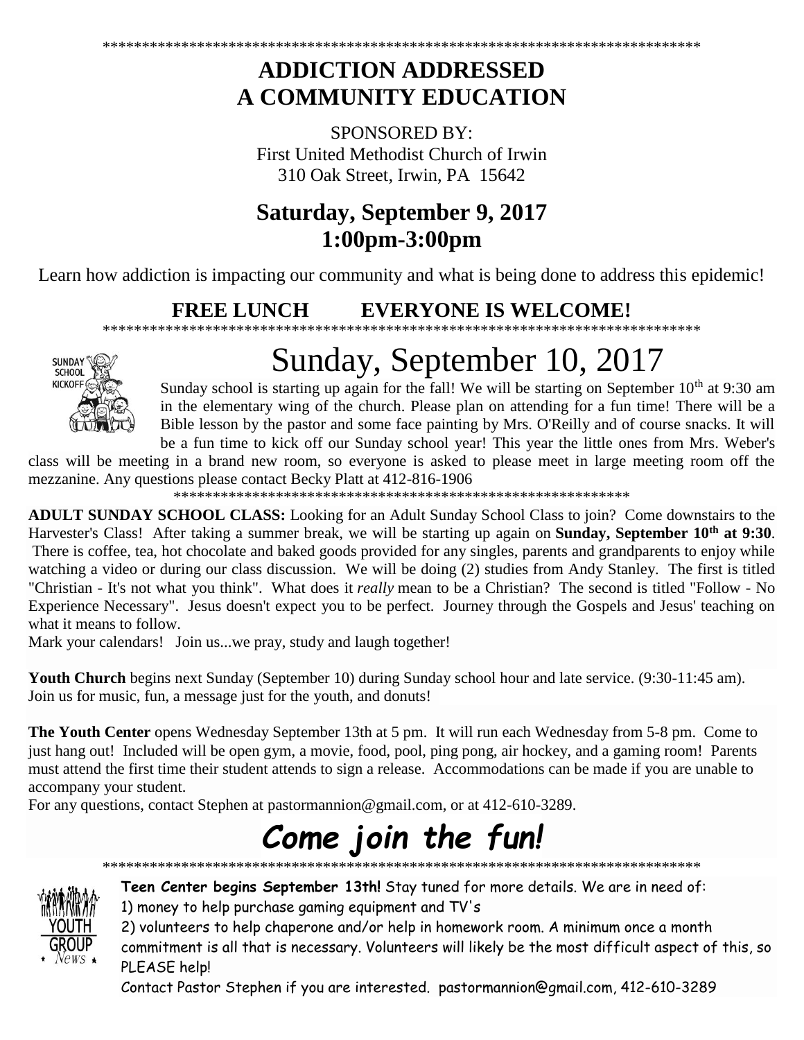*****************************************************************************

## ADDICTION ADDRESSED
## A COMMUNITY EDUCATION

SPONSORED BY:
First United Methodist Church of Irwin
310 Oak Street, Irwin, PA 15642

### Saturday, September 9, 2017
### 1:00pm-3:00pm

Learn how addiction is impacting our community and what is being done to address this epidemic!

**FREE LUNCH EVERYONE IS WELCOME!**

*****************************************************************************

SUNDAY SCHOOL KICKOFF

# Sunday, September 10, 2017

Sunday school is starting up again for the fall! We will be starting on September 10th at 9:30 am in the elementary wing of the church. Please plan on attending for a fun time! There will be a Bible lesson by the pastor and some face painting by Mrs. O'Reilly and of course snacks. It will be a fun time to kick off our Sunday school year! This year the little ones from Mrs. Weber's class will be meeting in a brand new room, so everyone is asked to please meet in large meeting room off the mezzanine. Any questions please contact Becky Platt at 412-816-1906

***********************************************************

**ADULT SUNDAY SCHOOL CLASS:** Looking for an Adult Sunday School Class to join? Come downstairs to the Harvester's Class! After taking a summer break, we will be starting up again on **Sunday, September 10th at 9:30**. There is coffee, tea, hot chocolate and baked goods provided for any singles, parents and grandparents to enjoy while watching a video or during our class discussion. We will be doing (2) studies from Andy Stanley. The first is titled "Christian - It's not what you think". What does it *really* mean to be a Christian? The second is titled "Follow - No Experience Necessary". Jesus doesn't expect you to be perfect. Journey through the Gospels and Jesus' teaching on what it means to follow.

Mark your calendars! Join us...we pray, study and laugh together!

**Youth Church** begins next Sunday (September 10) during Sunday school hour and late service. (9:30-11:45 am). Join us for music, fun, a message just for the youth, and donuts!

**The Youth Center** opens Wednesday September 13th at 5 pm. It will run each Wednesday from 5-8 pm. Come to just hang out! Included will be open gym, a movie, food, pool, ping pong, air hockey, and a gaming room! Parents must attend the first time their student attends to sign a release. Accommodations can be made if you are unable to accompany your student.

For any questions, contact Stephen at pastormannion@gmail.com, or at 412-610-3289.

## *Come join the fun!*

*****************************************************************************

YOUTH GROUP *News*

**Teen Center begins September 13th!** Stay tuned for more details. We are in need of:

1) money to help purchase gaming equipment and TV's
2) volunteers to help chaperone and/or help in homework room. A minimum once a month commitment is all that is necessary. Volunteers will likely be the most difficult aspect of this, so PLEASE help!

Contact Pastor Stephen if you are interested. pastormannion@gmail.com, 412-610-3289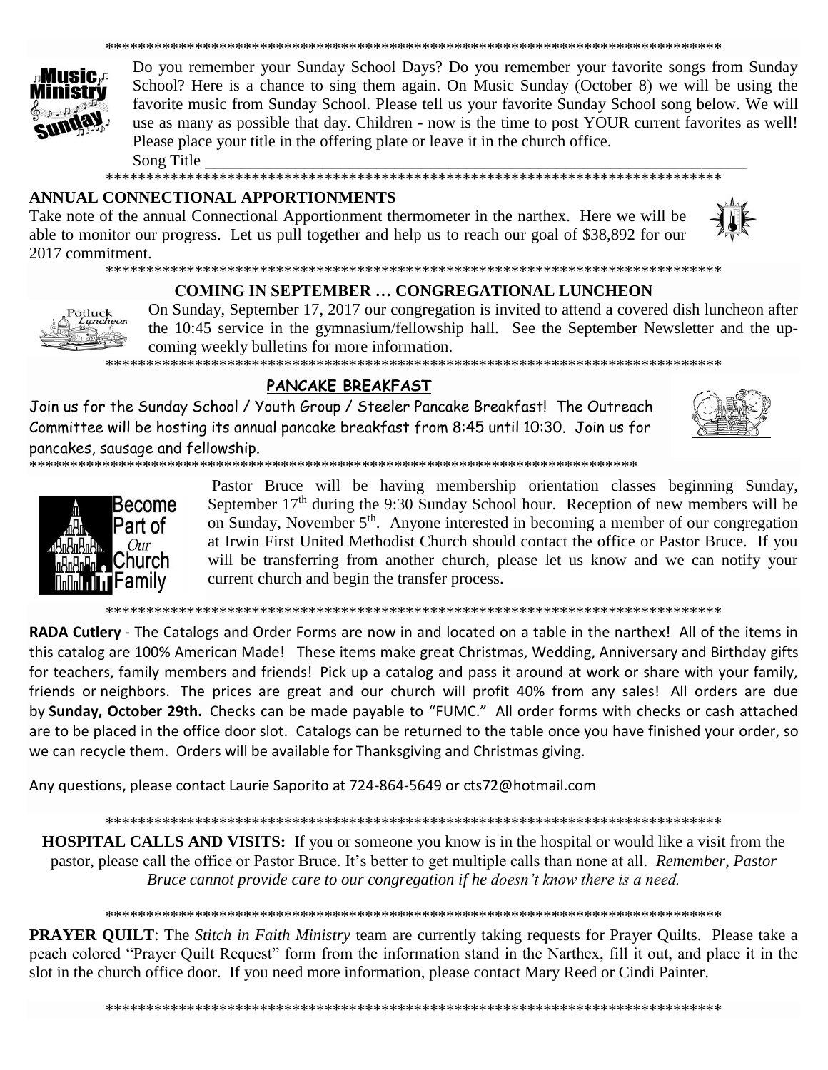Do you remember your Sunday School Days? Do you remember your favorite songs from Sunday School? Here is a chance to sing them again. On Music Sunday (October 8) we will be using the favorite music from Sunday School. Please tell us your favorite Sunday School song below. We will use as many as possible that day. Children - now is the time to post YOUR current favorites as well! Please place your title in the offering plate or leave it in the church office.

Song Title ___________________________________________________________________

---

**ANNUAL CONNECTIONAL APPORTIONMENTS**

Take note of the annual Connectional Apportionment thermometer in the narthex. Here we will be able to monitor our progress. Let us pull together and help us to reach our goal of $38,892 for our 2017 commitment.

---

**COMING IN SEPTEMBER … CONGREGATIONAL LUNCHEON**

On Sunday, September 17, 2017 our congregation is invited to attend a covered dish luncheon after the 10:45 service in the gymnasium/fellowship hall. See the September Newsletter and the upcoming weekly bulletins for more information.

---

**PANCAKE BREAKFAST**

Join us for the Sunday School / Youth Group / Steeler Pancake Breakfast! The Outreach Committee will be hosting its annual pancake breakfast from 8:45 until 10:30. Join us for pancakes, sausage and fellowship.

---

Pastor Bruce will be having membership orientation classes beginning Sunday, September 17th during the 9:30 Sunday School hour. Reception of new members will be on Sunday, November 5th. Anyone interested in becoming a member of our congregation at Irwin First United Methodist Church should contact the office or Pastor Bruce. If you will be transferring from another church, please let us know and we can notify your current church and begin the transfer process.

---

**RADA Cutlery** - The Catalogs and Order Forms are now in and located on a table in the narthex! All of the items in this catalog are 100% American Made! These items make great Christmas, Wedding, Anniversary and Birthday gifts for teachers, family members and friends! Pick up a catalog and pass it around at work or share with your family, friends or neighbors. The prices are great and our church will profit 40% from any sales! All orders are due by **Sunday, October 29th.** Checks can be made payable to "FUMC." All order forms with checks or cash attached are to be placed in the office door slot. Catalogs can be returned to the table once you have finished your order, so we can recycle them. Orders will be available for Thanksgiving and Christmas giving.

Any questions, please contact Laurie Saporito at 724-864-5649 or cts72@hotmail.com

---

**HOSPITAL CALLS AND VISITS:** If you or someone you know is in the hospital or would like a visit from the pastor, please call the office or Pastor Bruce. It's better to get multiple calls than none at all. *Remember, Pastor Bruce cannot provide care to our congregation if he doesn't know there is a need.*

---

**PRAYER QUILT**: The *Stitch in Faith Ministry* team are currently taking requests for Prayer Quilts. Please take a peach colored "Prayer Quilt Request" form from the information stand in the Narthex, fill it out, and place it in the slot in the church office door. If you need more information, please contact Mary Reed or Cindi Painter.

---